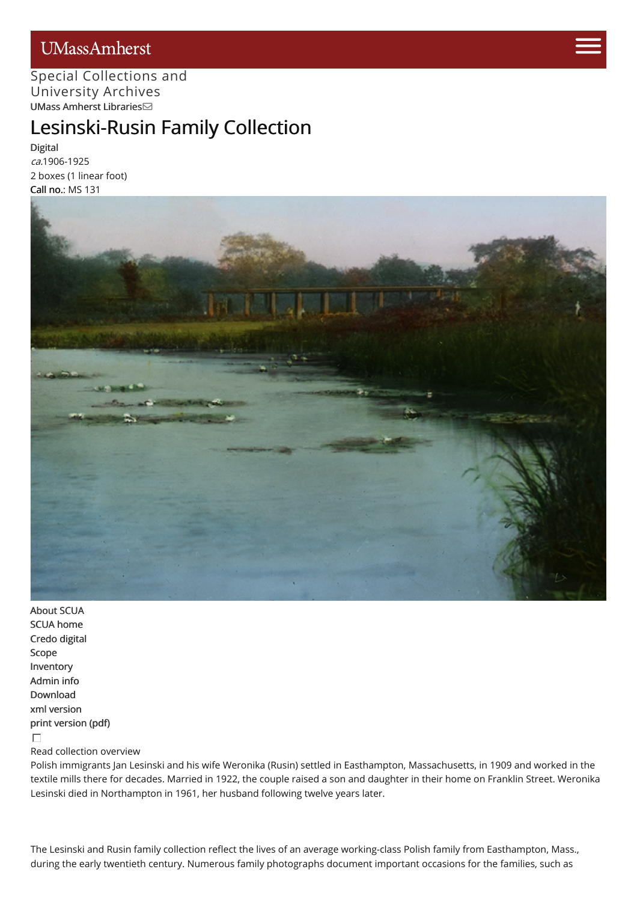UMassAmherst

Special Collections and University Archives

UMass Amherst Libraries

# Lesinski-Rusin Family Collection

Digital

*ca.*1906-1925

2 boxes (1 linear foot)

**Call no.**: MS 131

About SCUA
SCUA home
Credo digital
Scope
Inventory
Admin info
Download
xml version
print version (pdf)

Read collection overview

Polish immigrants Jan Lesinski and his wife Weronika (Rusin) settled in Easthampton, Massachusetts, in 1909 and worked in the textile mills there for decades. Married in 1922, the couple raised a son and daughter in their home on Franklin Street. Weronika Lesinski died in Northampton in 1961, her husband following twelve years later.

The Lesinski and Rusin family collection reflect the lives of an average working-class Polish family from Easthampton, Mass., during the early twentieth century. Numerous family photographs document important occasions for the families, such as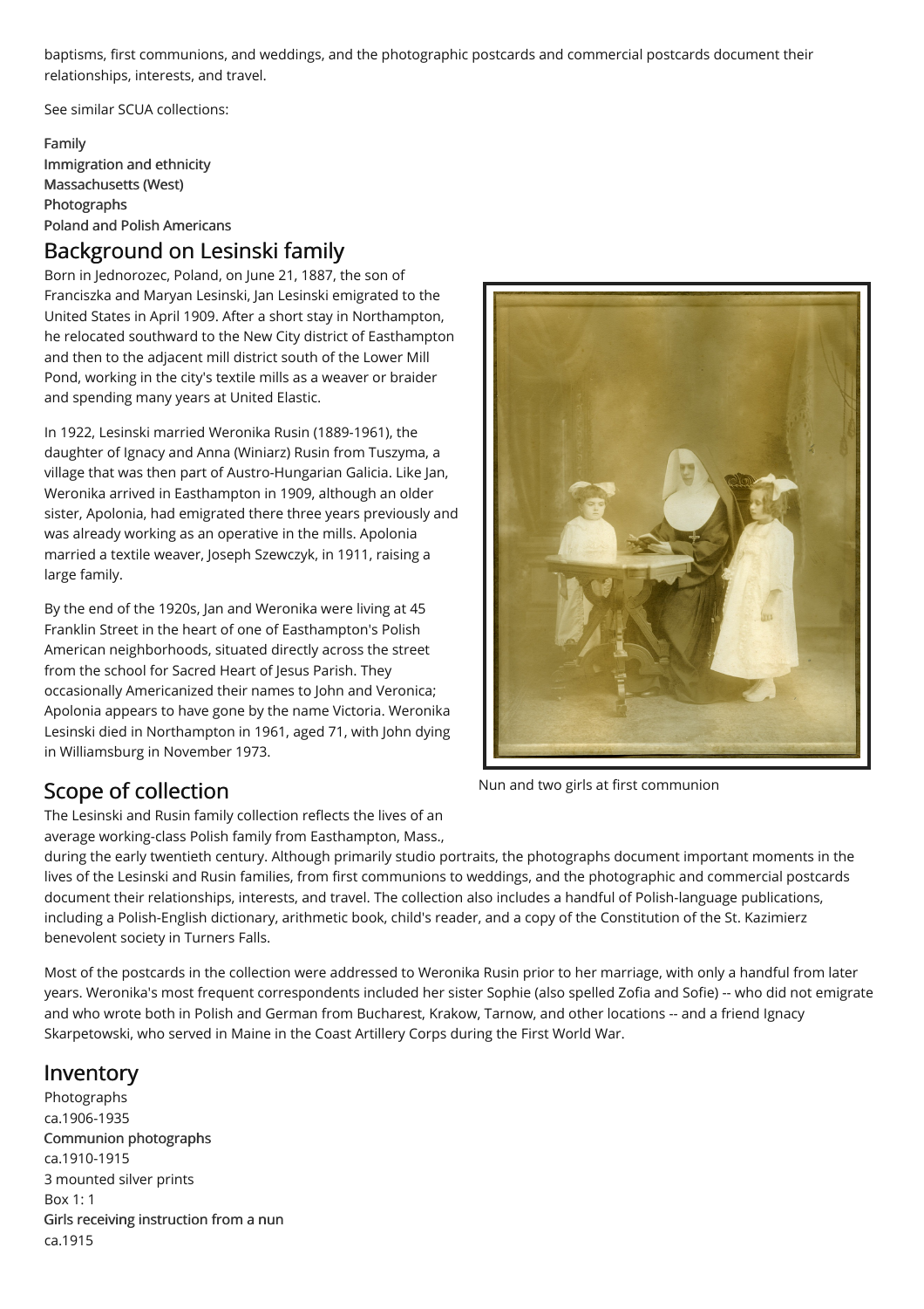baptisms, first communions, and weddings, and the photographic postcards and commercial postcards document their relationships, interests, and travel.

See similar SCUA collections:

Family
Immigration and ethnicity
Massachusetts (West)
Photographs
Poland and Polish Americans

## Background on Lesinski family

Born in Jednorozec, Poland, on June 21, 1887, the son of Franciszka and Maryan Lesinski, Jan Lesinski emigrated to the United States in April 1909. After a short stay in Northampton, he relocated southward to the New City district of Easthampton and then to the adjacent mill district south of the Lower Mill Pond, working in the city's textile mills as a weaver or braider and spending many years at United Elastic.

In 1922, Lesinski married Weronika Rusin (1889-1961), the daughter of Ignacy and Anna (Winiarz) Rusin from Tuszyma, a village that was then part of Austro-Hungarian Galicia. Like Jan, Weronika arrived in Easthampton in 1909, although an older sister, Apolonia, had emigrated there three years previously and was already working as an operative in the mills. Apolonia married a textile weaver, Joseph Szewczyk, in 1911, raising a large family.

By the end of the 1920s, Jan and Weronika were living at 45 Franklin Street in the heart of one of Easthampton's Polish American neighborhoods, situated directly across the street from the school for Sacred Heart of Jesus Parish. They occasionally Americanized their names to John and Veronica; Apolonia appears to have gone by the name Victoria. Weronika Lesinski died in Northampton in 1961, aged 71, with John dying in Williamsburg in November 1973.

Nun and two girls at first communion

## Scope of collection

The Lesinski and Rusin family collection reflects the lives of an average working-class Polish family from Easthampton, Mass., during the early twentieth century. Although primarily studio portraits, the photographs document important moments in the lives of the Lesinski and Rusin families, from first communions to weddings, and the photographic and commercial postcards document their relationships, interests, and travel. The collection also includes a handful of Polish-language publications, including a Polish-English dictionary, arithmetic book, child's reader, and a copy of the Constitution of the St. Kazimierz benevolent society in Turners Falls.

Most of the postcards in the collection were addressed to Weronika Rusin prior to her marriage, with only a handful from later years. Weronika's most frequent correspondents included her sister Sophie (also spelled Zofia and Sofie) -- who did not emigrate and who wrote both in Polish and German from Bucharest, Krakow, Tarnow, and other locations -- and a friend Ignacy Skarpetowski, who served in Maine in the Coast Artillery Corps during the First World War.

## Inventory

Photographs
ca.1906-1935

Communion photographs
ca.1910-1915
3 mounted silver prints
Box 1: 1

Girls receiving instruction from a nun
ca.1915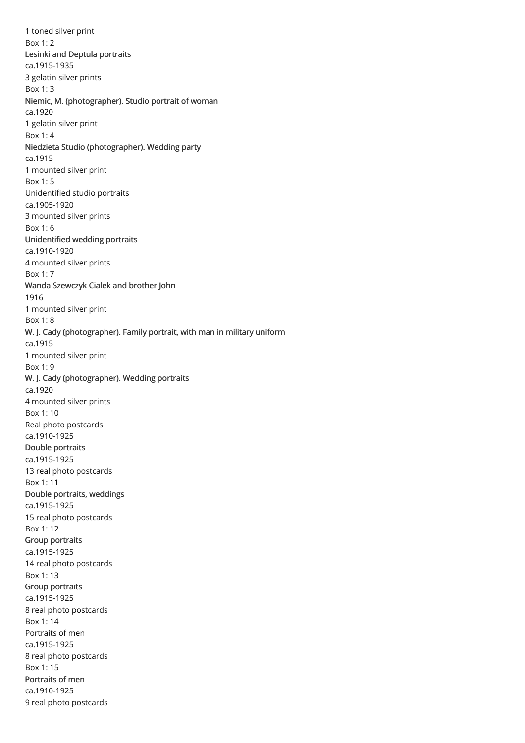1 toned silver print

Box 1: 2

**Lesinki and Deptula portraits**

ca.1915-1935

3 gelatin silver prints

Box 1: 3

**Niemic, M. (photographer). Studio portrait of woman**

ca.1920

1 gelatin silver print

Box 1: 4

**Niedzieta Studio (photographer). Wedding party**

ca.1915

1 mounted silver print

Box 1: 5

Unidentified studio portraits

ca.1905-1920

3 mounted silver prints

Box 1: 6

**Unidentified wedding portraits**

ca.1910-1920

4 mounted silver prints

Box 1: 7

**Wanda Szewczyk Cialek and brother John**

1916

1 mounted silver print

Box 1: 8

**W. J. Cady (photographer). Family portrait, with man in military uniform**

ca.1915

1 mounted silver print

Box 1: 9

**W. J. Cady (photographer). Wedding portraits**

ca.1920

4 mounted silver prints

Box 1: 10

Real photo postcards

ca.1910-1925

**Double portraits**

ca.1915-1925

13 real photo postcards

Box 1: 11

**Double portraits, weddings**

ca.1915-1925

15 real photo postcards

Box 1: 12

**Group portraits**

ca.1915-1925

14 real photo postcards

Box 1: 13

**Group portraits**

ca.1915-1925

8 real photo postcards

Box 1: 14

Portraits of men

ca.1915-1925

8 real photo postcards

Box 1: 15

**Portraits of men**

ca.1910-1925

9 real photo postcards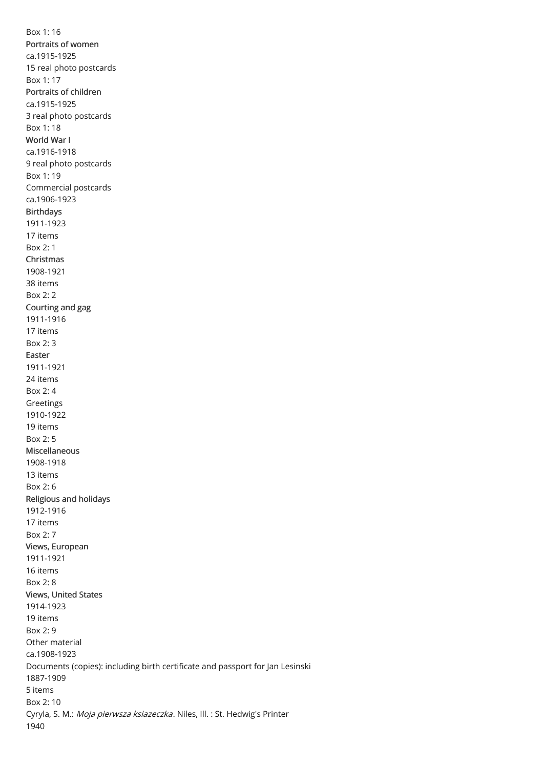Box 1: 16

**Portraits of women**

ca.1915-1925

15 real photo postcards

Box 1: 17

**Portraits of children**

ca.1915-1925

3 real photo postcards

Box 1: 18

**World War I**

ca.1916-1918

9 real photo postcards

Box 1: 19

Commercial postcards

ca.1906-1923

**Birthdays**

1911-1923

17 items

Box 2: 1

**Christmas**

1908-1921

38 items

Box 2: 2

**Courting and gag**

1911-1916

17 items

Box 2: 3

**Easter**

1911-1921

24 items

Box 2: 4

Greetings

1910-1922

19 items

Box 2: 5

**Miscellaneous**

1908-1918

13 items

Box 2: 6

**Religious and holidays**

1912-1916

17 items

Box 2: 7

**Views, European**

1911-1921

16 items

Box 2: 8

**Views, United States**

1914-1923

19 items

Box 2: 9

Other material

ca.1908-1923

Documents (copies): including birth certificate and passport for Jan Lesinski

1887-1909

5 items

Box 2: 10

Cyryla, S. M.: *Moja pierwsza ksiazeczka*. Niles, Ill. : St. Hedwig's Printer

1940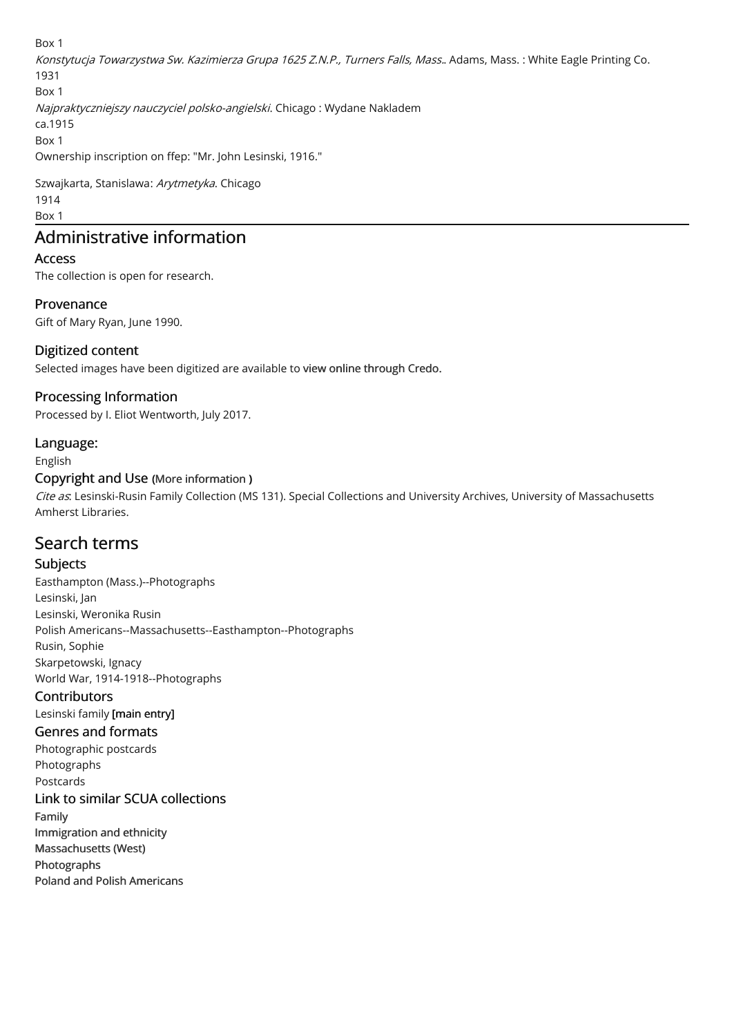Box 1

*Konstytucja Towarzystwa Sw. Kazimierza Grupa 1625 Z.N.P., Turners Falls, Mass.*. Adams, Mass. : White Eagle Printing Co.
1931
Box 1

*Najpraktyczniejszy nauczyciel polsko-angielski*. Chicago : Wydane Nakladem
ca.1915
Box 1
Ownership inscription on ffep: "Mr. John Lesinski, 1916."

Szwajkarta, Stanislawa: *Arytmetyka*. Chicago
1914
Box 1

## Administrative information

### Access

The collection is open for research.

### Provenance

Gift of Mary Ryan, June 1990.

### Digitized content

Selected images have been digitized are available to view online through Credo.

### Processing Information

Processed by I. Eliot Wentworth, July 2017.

### Language:

English

### Copyright and Use (More information )

*Cite as*: Lesinski-Rusin Family Collection (MS 131). Special Collections and University Archives, University of Massachusetts Amherst Libraries.

## Search terms

### Subjects

Easthampton (Mass.)--Photographs
Lesinski, Jan
Lesinski, Weronika Rusin
Polish Americans--Massachusetts--Easthampton--Photographs
Rusin, Sophie
Skarpetowski, Ignacy
World War, 1914-1918--Photographs

### Contributors

Lesinski family **[main entry]**

### Genres and formats

Photographic postcards
Photographs
Postcards

### Link to similar SCUA collections

Family
Immigration and ethnicity
Massachusetts (West)
Photographs
Poland and Polish Americans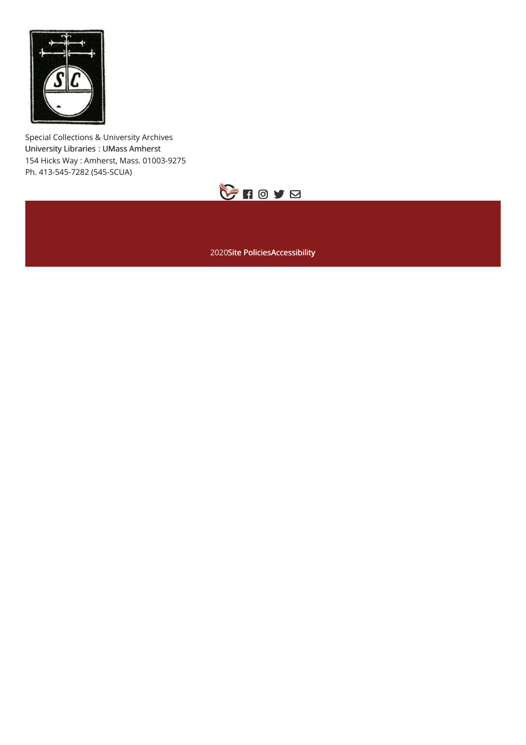Special Collections & University Archives
University Libraries : UMass Amherst
154 Hicks Way : Amherst, Mass. 01003-9275
Ph. 413-545-7282 (545-SCUA)

2020Site PoliciesAccessibility